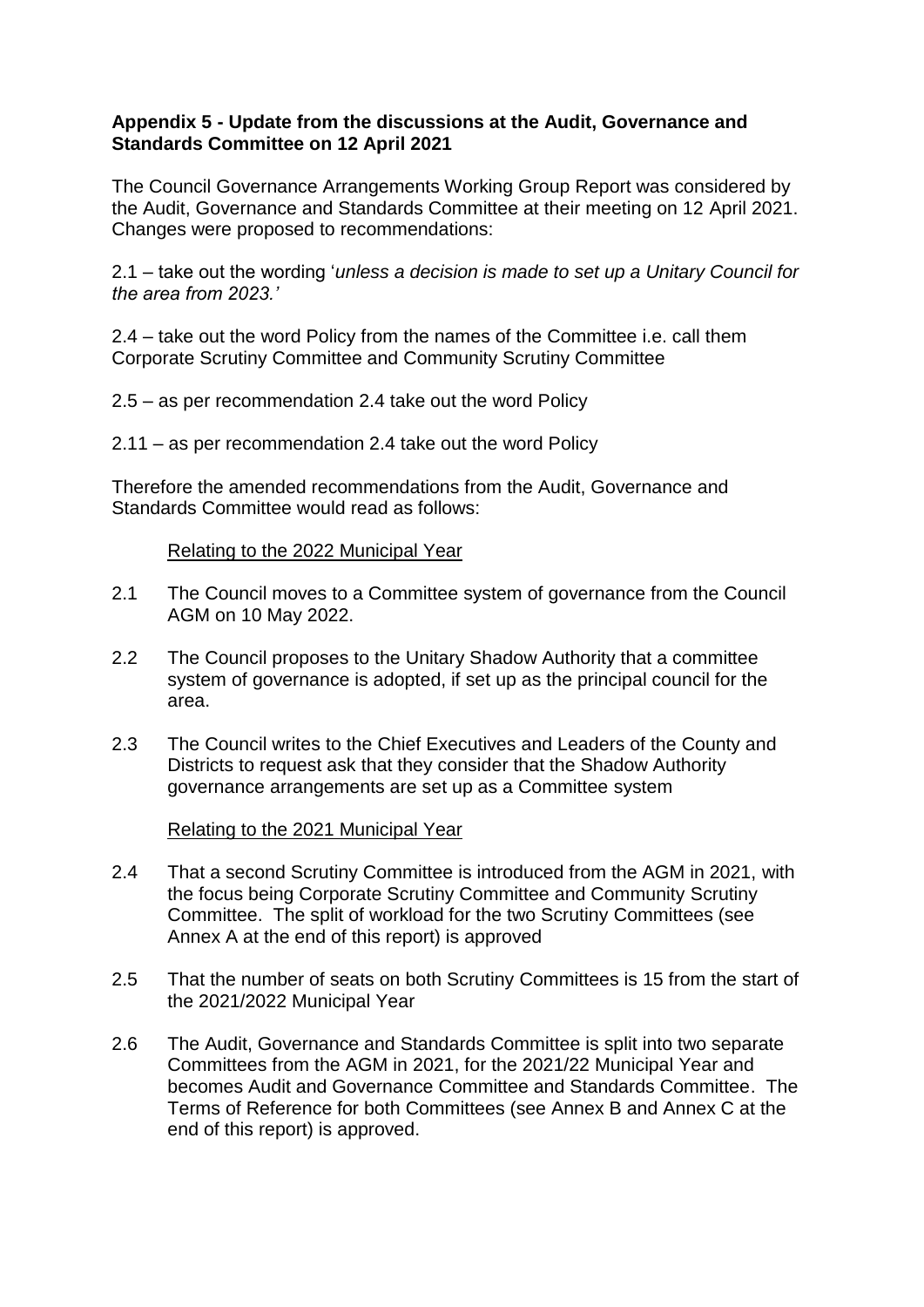**Appendix 5 - Update from the discussions at the Audit, Governance and Standards Committee on 12 April 2021**

The Council Governance Arrangements Working Group Report was considered by the Audit, Governance and Standards Committee at their meeting on 12 April 2021. Changes were proposed to recommendations:

2.1 – take out the wording '*unless a decision is made to set up a Unitary Council for the area from 2023.'*

2.4 – take out the word Policy from the names of the Committee i.e. call them Corporate Scrutiny Committee and Community Scrutiny Committee

2.5 – as per recommendation 2.4 take out the word Policy

2.11 – as per recommendation 2.4 take out the word Policy

Therefore the amended recommendations from the Audit, Governance and Standards Committee would read as follows:

<u>Relating to the 2022 Municipal Year</u>

2.1 The Council moves to a Committee system of governance from the Council AGM on 10 May 2022.

2.2 The Council proposes to the Unitary Shadow Authority that a committee system of governance is adopted, if set up as the principal council for the area.

2.3 The Council writes to the Chief Executives and Leaders of the County and Districts to request ask that they consider that the Shadow Authority governance arrangements are set up as a Committee system

<u>Relating to the 2021 Municipal Year</u>

2.4 That a second Scrutiny Committee is introduced from the AGM in 2021, with the focus being Corporate Scrutiny Committee and Community Scrutiny Committee. The split of workload for the two Scrutiny Committees (see Annex A at the end of this report) is approved

2.5 That the number of seats on both Scrutiny Committees is 15 from the start of the 2021/2022 Municipal Year

2.6 The Audit, Governance and Standards Committee is split into two separate Committees from the AGM in 2021, for the 2021/22 Municipal Year and becomes Audit and Governance Committee and Standards Committee. The Terms of Reference for both Committees (see Annex B and Annex C at the end of this report) is approved.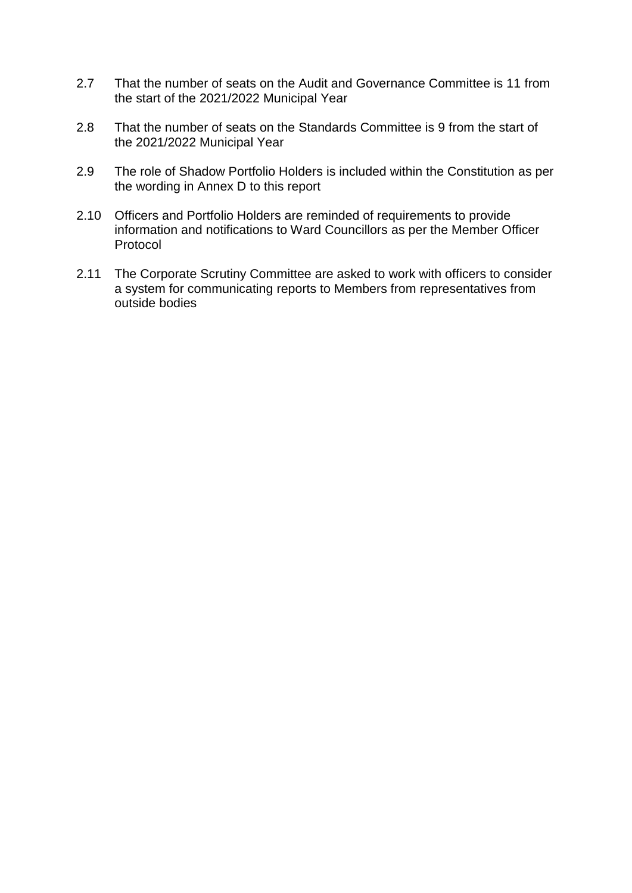2.7 That the number of seats on the Audit and Governance Committee is 11 from the start of the 2021/2022 Municipal Year

2.8 That the number of seats on the Standards Committee is 9 from the start of the 2021/2022 Municipal Year

2.9 The role of Shadow Portfolio Holders is included within the Constitution as per the wording in Annex D to this report

2.10 Officers and Portfolio Holders are reminded of requirements to provide information and notifications to Ward Councillors as per the Member Officer Protocol

2.11 The Corporate Scrutiny Committee are asked to work with officers to consider a system for communicating reports to Members from representatives from outside bodies